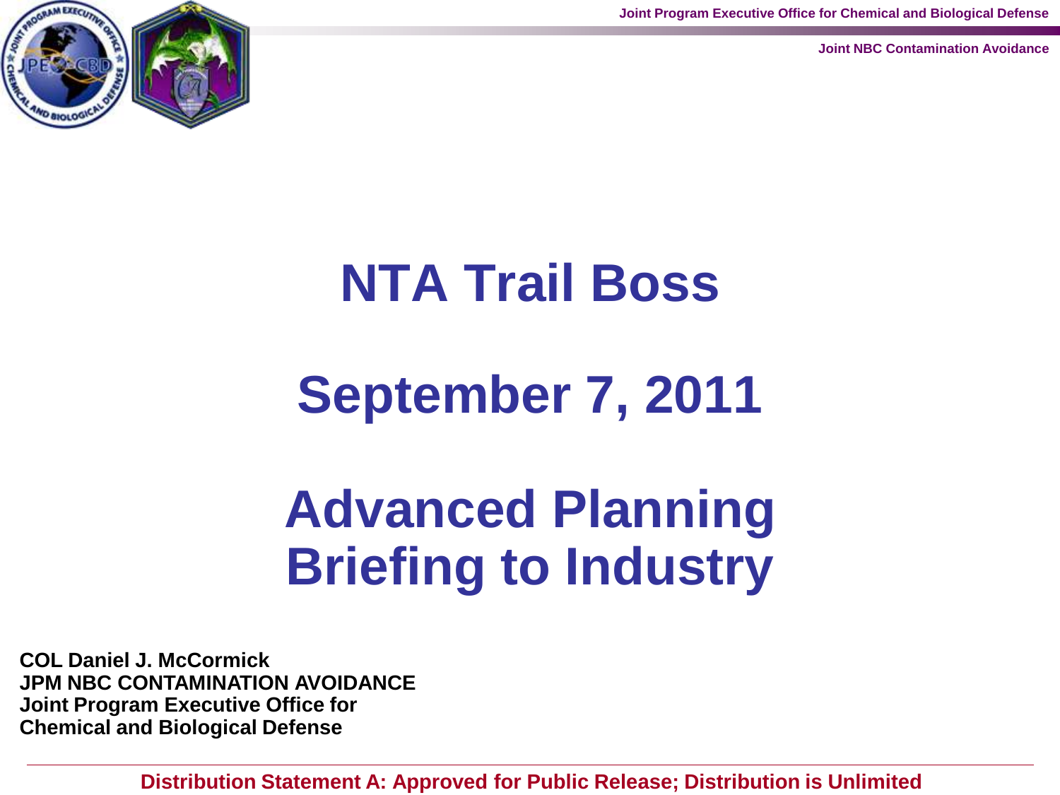# NTA Trail Boss

## September 7, 2011

# Advanced Planning Briefing to Industry

**COL Daniel J. McCormick**
**JPM NBC CONTAMINATION AVOIDANCE**
**Joint Program Executive Office for Chemical and Biological Defense**

**Distribution Statement A: Approved for Public Release; Distribution is Unlimited**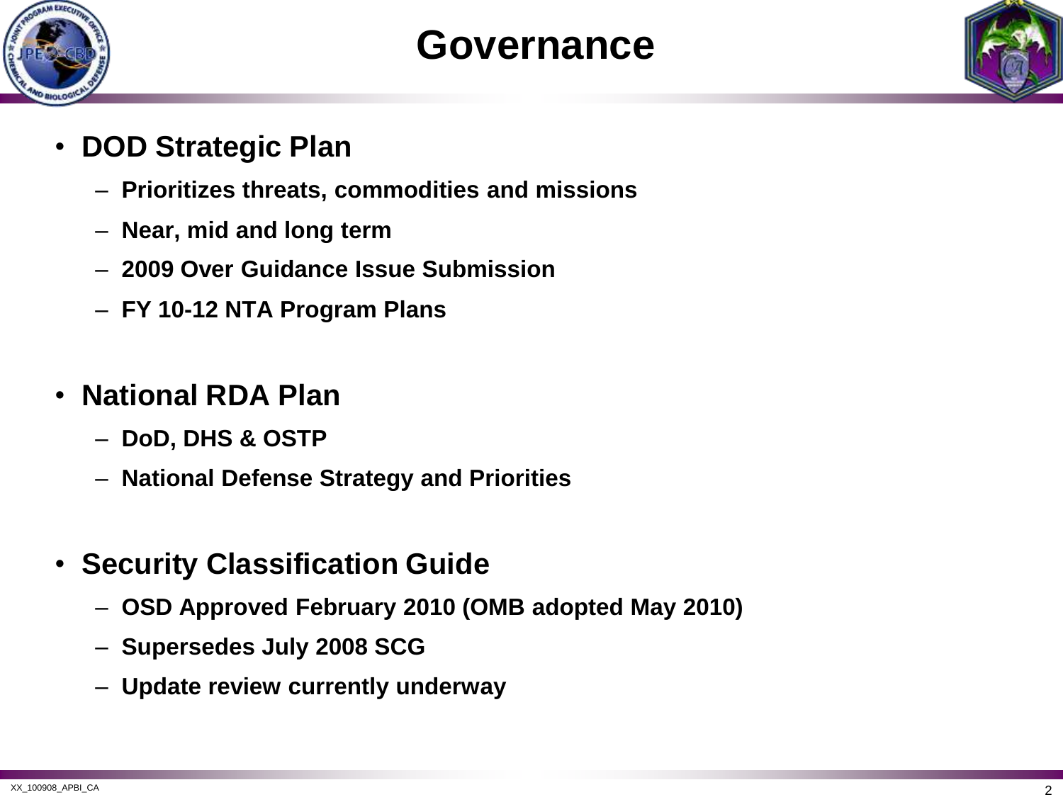# Governance

- **DOD Strategic Plan**
  - **Prioritizes threats, commodities and missions**
  - **Near, mid and long term**
  - **2009 Over Guidance Issue Submission**
  - **FY 10-12 NTA Program Plans**

- **National RDA Plan**
  - **DoD, DHS & OSTP**
  - **National Defense Strategy and Priorities**

- **Security Classification Guide**
  - **OSD Approved February 2010 (OMB adopted May 2010)**
  - **Supersedes July 2008 SCG**
  - **Update review currently underway**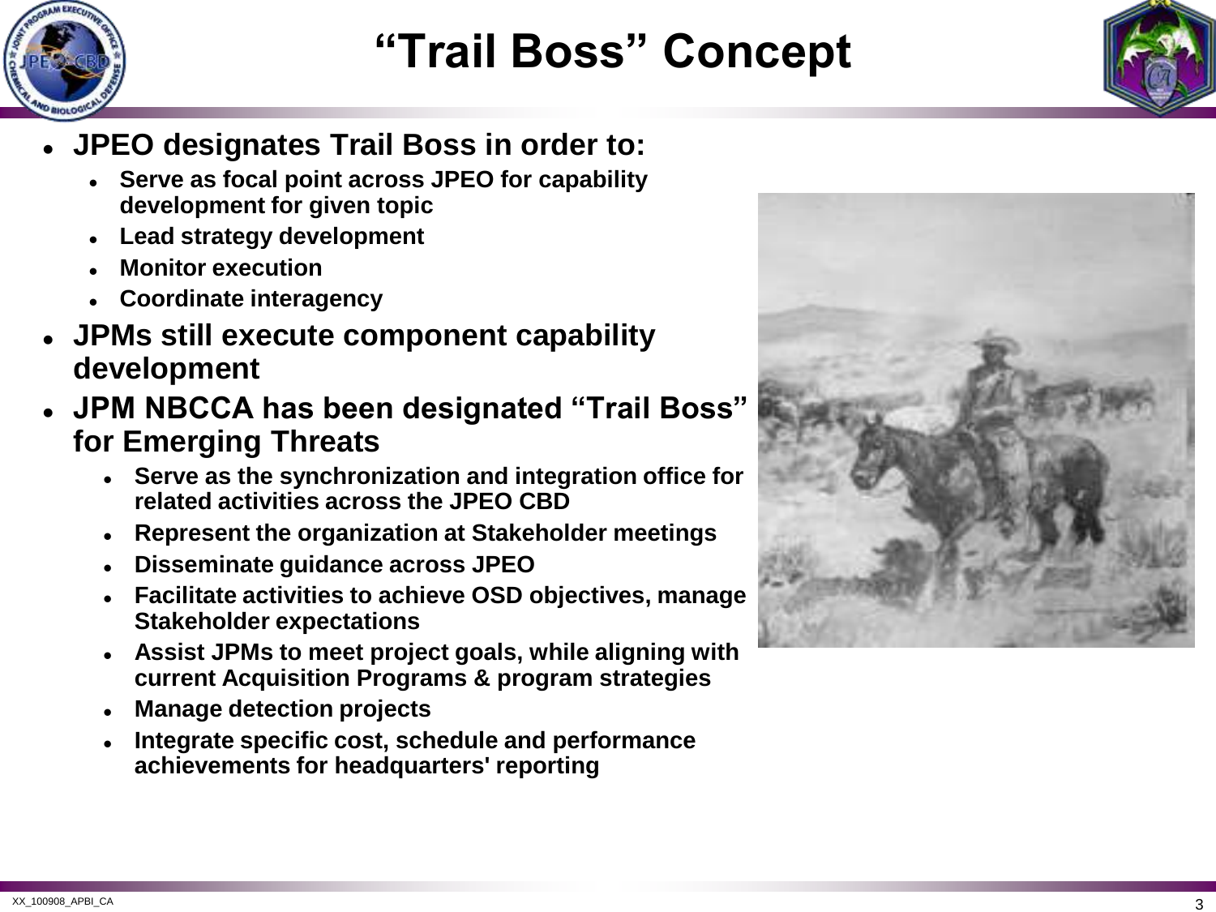# “Trail Boss” Concept

- **JPEO designates Trail Boss in order to:**
  - **Serve as focal point across JPEO for capability development for given topic**
  - **Lead strategy development**
  - **Monitor execution**
  - **Coordinate interagency**
- **JPMs still execute component capability development**
- **JPM NBCCA has been designated “Trail Boss” for Emerging Threats**
  - **Serve as the synchronization and integration office for related activities across the JPEO CBD**
  - **Represent the organization at Stakeholder meetings**
  - **Disseminate guidance across JPEO**
  - **Facilitate activities to achieve OSD objectives, manage Stakeholder expectations**
  - **Assist JPMs to meet project goals, while aligning with current Acquisition Programs & program strategies**
  - **Manage detection projects**
  - **Integrate specific cost, schedule and performance achievements for headquarters' reporting**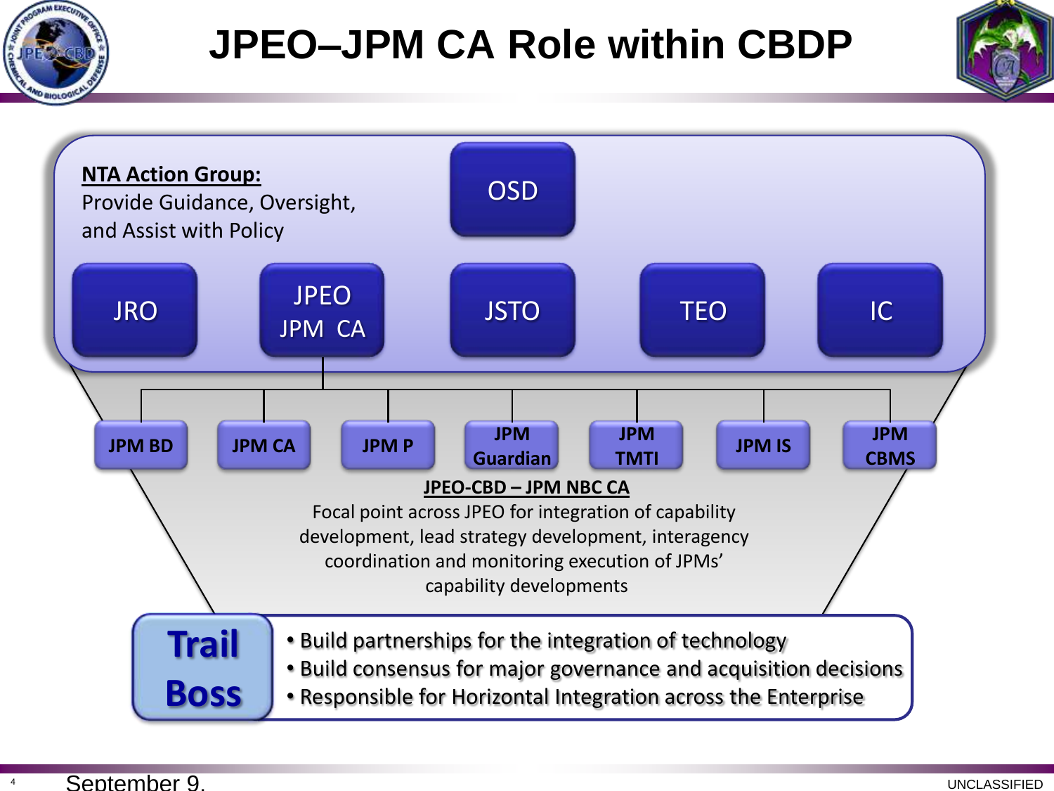# JPEO–JPM CA Role within CBDP

**NTA Action Group:**
Provide Guidance, Oversight, and Assist with Policy

OSD

JRO | JPEO JPM CA | JSTO | TEO | IC

JPM BD | JPM CA | JPM P | JPM Guardian | JPM TMTI | JPM IS | JPM CBMS

**JPEO-CBD – JPM NBC CA**

Focal point across JPEO for integration of capability development, lead strategy development, interagency coordination and monitoring execution of JPMs' capability developments

**Trail Boss**

- Build partnerships for the integration of technology
- Build consensus for major governance and acquisition decisions
- Responsible for Horizontal Integration across the Enterprise

September 9,

UNCLASSIFIED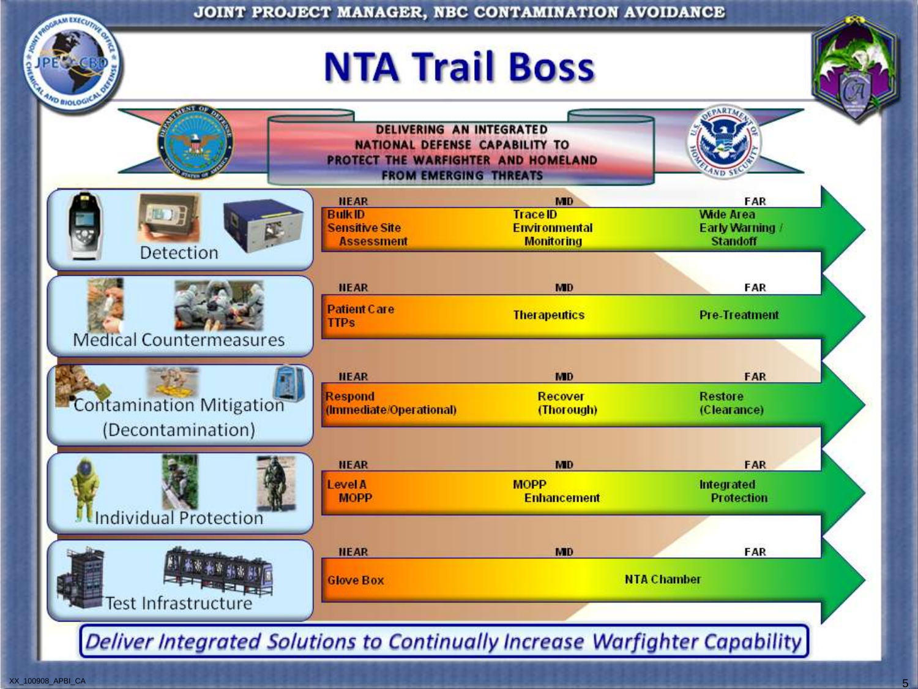JOINT PROJECT MANAGER, NBC CONTAMINATION AVOIDANCE

# NTA Trail Boss

DELIVERING AN INTEGRATED NATIONAL DEFENSE CAPABILITY TO PROTECT THE WARFIGHTER AND HOMELAND FROM EMERGING THREATS

| Area | NEAR | MID | FAR |
|---|---|---|---|
| Detection | Bulk ID, Sensitive Site Assessment | Trace ID, Environmental Monitoring | Wide Area Early Warning / Standoff |
| Medical Countermeasures | Patient Care TTPs | Therapeutics | Pre-Treatment |
| Contamination Mitigation (Decontamination) | Respond (Immediate/Operational) | Recover (Thorough) | Restore (Clearance) |
| Individual Protection | Level A MOPP | MOPP Enhancement | Integrated Protection |
| Test Infrastructure | Glove Box | NTA Chamber | |

*Deliver Integrated Solutions to Continually Increase Warfighter Capability*

XX_100908_APBI_CA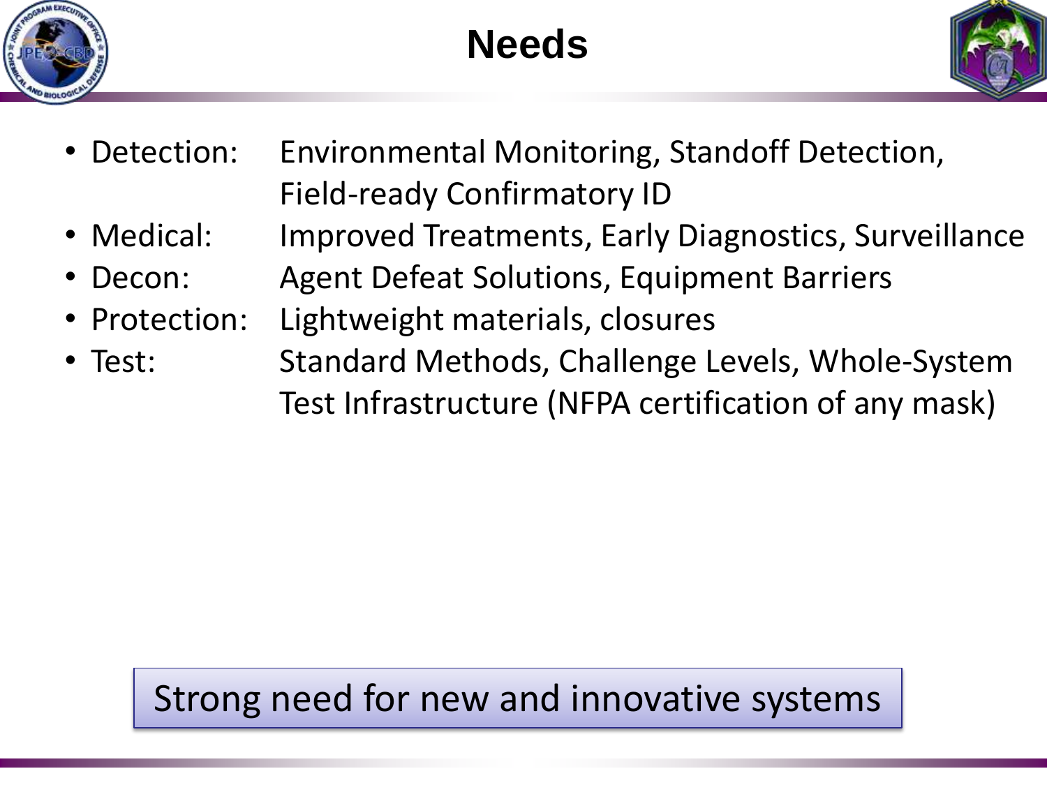# Needs

- Detection: Environmental Monitoring, Standoff Detection, Field-ready Confirmatory ID
- Medical: Improved Treatments, Early Diagnostics, Surveillance
- Decon: Agent Defeat Solutions, Equipment Barriers
- Protection: Lightweight materials, closures
- Test: Standard Methods, Challenge Levels, Whole-System Test Infrastructure (NFPA certification of any mask)

Strong need for new and innovative systems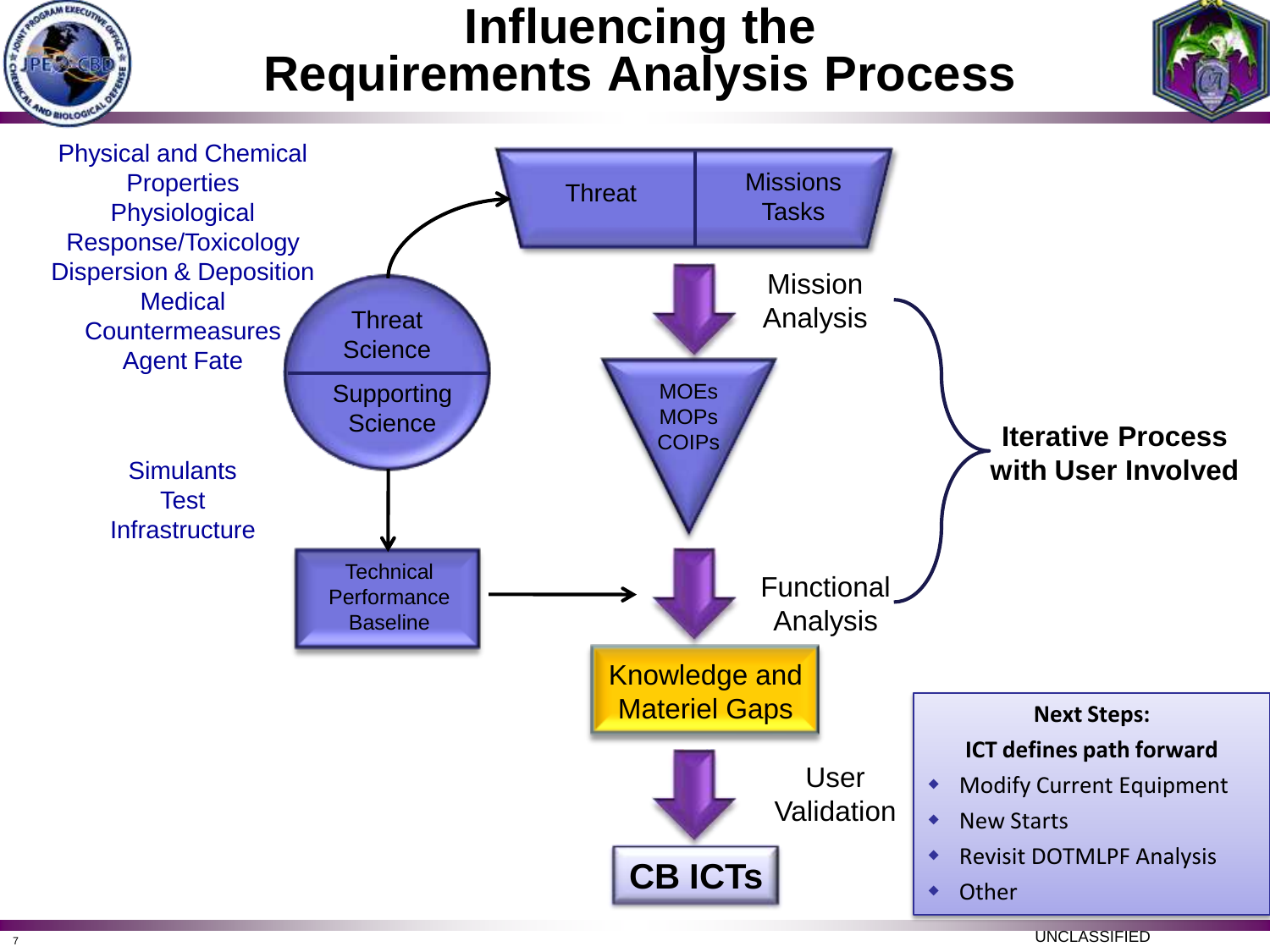# Influencing the Requirements Analysis Process

Physical and Chemical Properties
Physiological Response/Toxicology
Dispersion & Deposition
Medical Countermeasures
Agent Fate

Threat Science

Supporting Science

Simulants
Test Infrastructure

Technical Performance Baseline

Threat

Missions Tasks

Mission Analysis

MOEs
MOPs
COIPs

Functional Analysis

**Iterative Process with User Involved**

Knowledge and Materiel Gaps

User Validation

**CB ICTs**

**Next Steps:**

**ICT defines path forward**

- Modify Current Equipment
- New Starts
- Revisit DOTMLPF Analysis
- Other

UNCLASSIFIED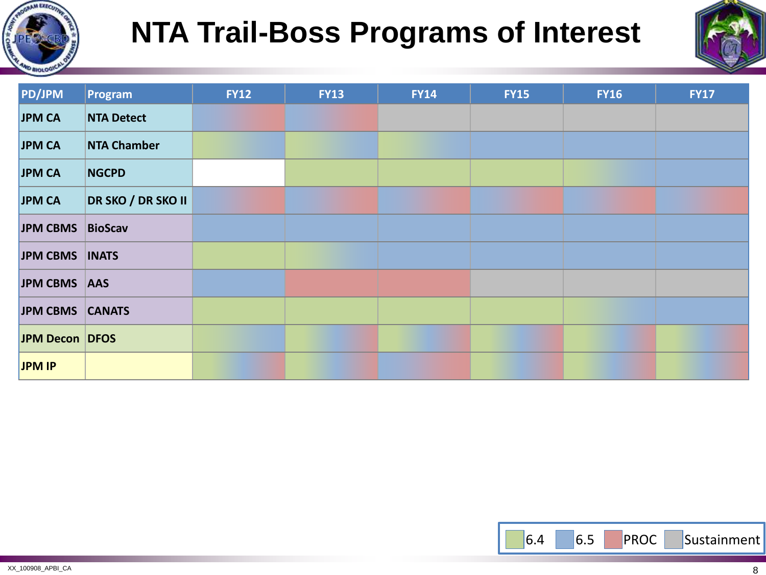# NTA Trail-Boss Programs of Interest

| PD/JPM | Program | FY12 | FY13 | FY14 | FY15 | FY16 | FY17 |
|---|---|---|---|---|---|---|---|
| JPM CA | NTA Detect | 6.5 / PROC | 6.5 / PROC | Sustainment | Sustainment | Sustainment | Sustainment |
| JPM CA | NTA Chamber | 6.4 / 6.5 | 6.4 / 6.5 | 6.4 / 6.5 | 6.5 | 6.5 | 6.5 |
| JPM CA | NGCPD | | 6.4 | 6.4 | 6.4 | 6.4 / 6.5 | 6.5 |
| JPM CA | DR SKO / DR SKO II | 6.5 / PROC | 6.5 / PROC | 6.5 / PROC | 6.5 / PROC | 6.5 / PROC | 6.5 / PROC |
| JPM CBMS | BioScav | 6.5 | 6.5 | 6.5 | 6.5 | 6.5 | 6.5 |
| JPM CBMS | INATS | 6.4 | 6.4 / 6.5 | 6.5 | 6.5 | 6.5 | 6.5 |
| JPM CBMS | AAS | 6.5 | PROC | PROC | Sustainment | Sustainment | Sustainment |
| JPM CBMS | CANATS | 6.4 | 6.4 | 6.4 | 6.4 | 6.4 / 6.5 | 6.5 |
| JPM Decon | DFOS | 6.4 / 6.5 | 6.4 / 6.5 / PROC | 6.4 / 6.5 / PROC | 6.4 / 6.5 / PROC | 6.4 / 6.5 / PROC | 6.4 / 6.5 / PROC |
| JPM IP | | 6.4 / 6.5 / PROC | 6.4 / 6.5 / PROC | 6.5 / PROC | 6.4 / 6.5 / PROC | 6.4 / 6.5 / PROC | 6.4 / 6.5 / PROC |

Legend: 6.4 | 6.5 | PROC | Sustainment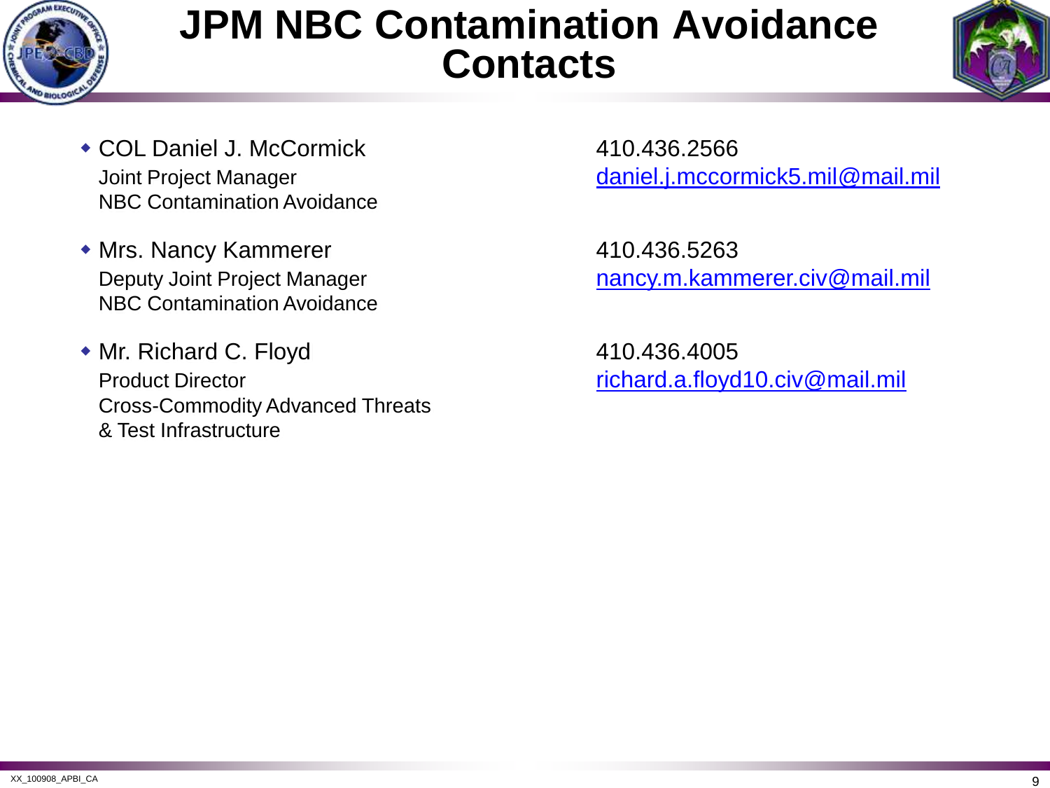# JPM NBC Contamination Avoidance Contacts

- COL Daniel J. McCormick
  Joint Project Manager
  NBC Contamination Avoidance

  410.436.2566
  daniel.j.mccormick5.mil@mail.mil

- Mrs. Nancy Kammerer
  Deputy Joint Project Manager
  NBC Contamination Avoidance

  410.436.5263
  nancy.m.kammerer.civ@mail.mil

- Mr. Richard C. Floyd
  Product Director
  Cross-Commodity Advanced Threats
  & Test Infrastructure

  410.436.4005
  richard.a.floyd10.civ@mail.mil

XX_100908_APBI_CA